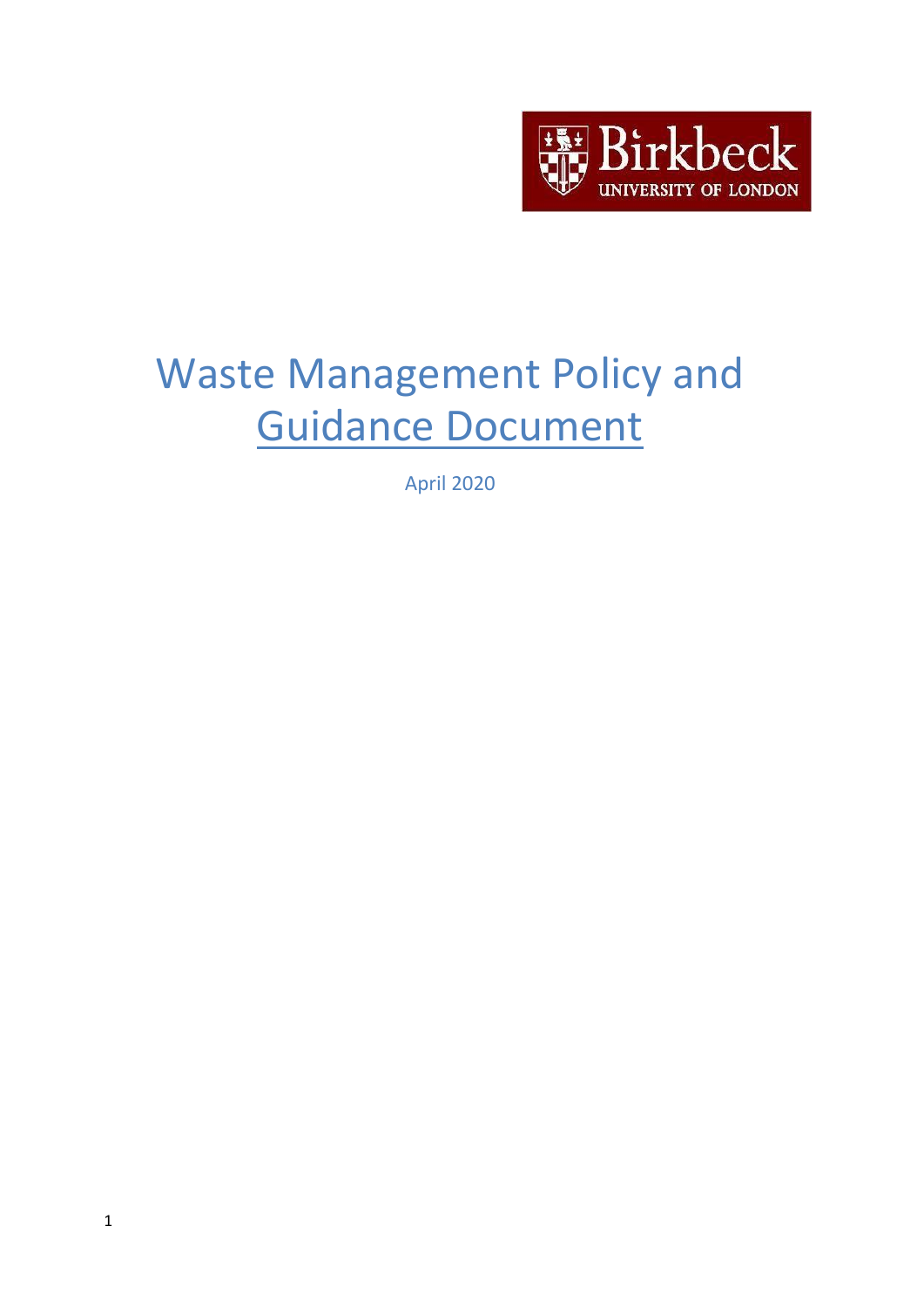Birkbeck UNIVERSITY OF LONDON

# Waste Management Policy and Guidance Document

April 2020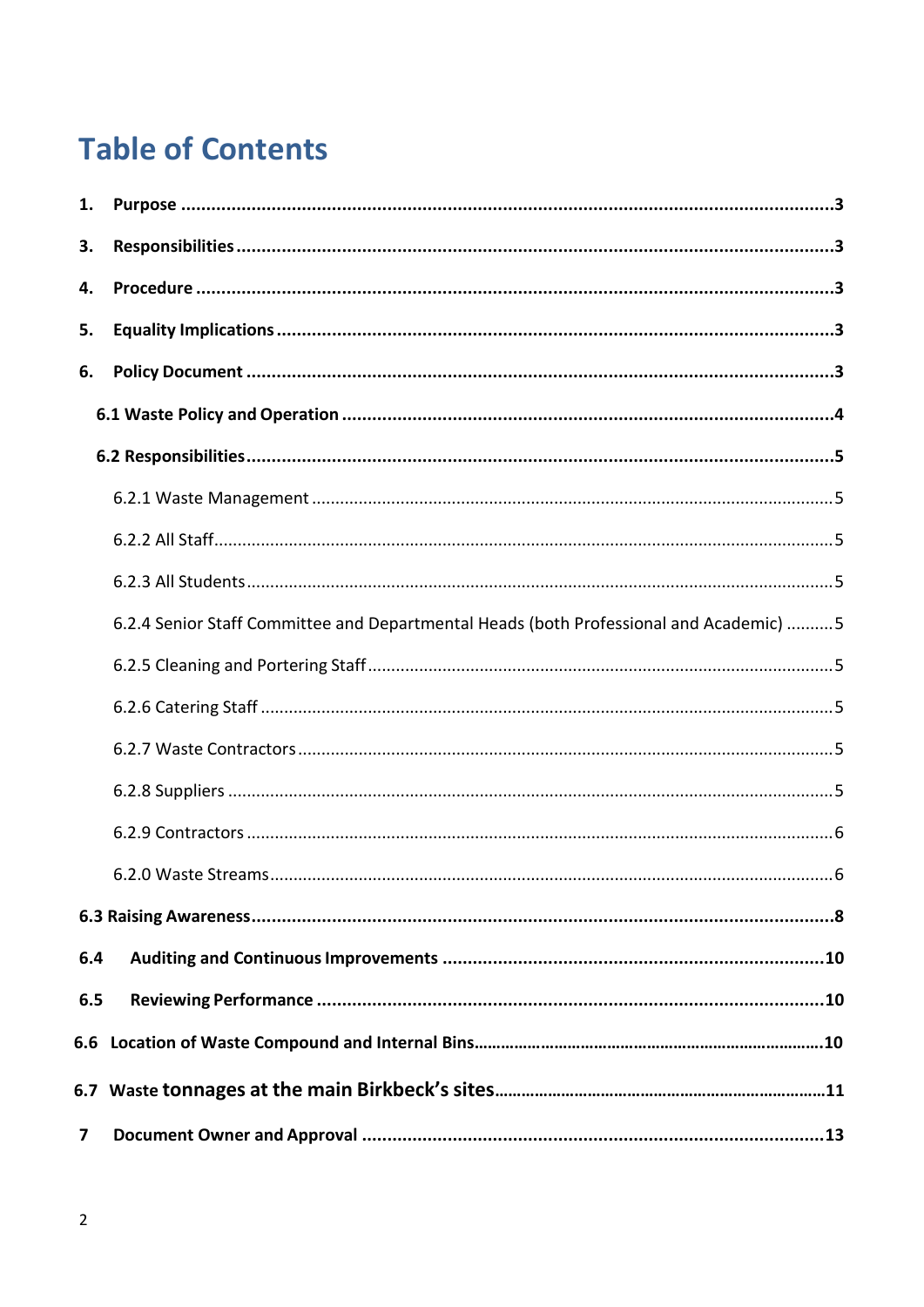# Table of Contents

1. **Purpose** .....3

3. **Responsibilities** .....3

4. **Procedure** .....3

5. **Equality Implications** .....3

6. **Policy Document** .....3

**6.1 Waste Policy and Operation** .....4

**6.2 Responsibilities** .....5

6.2.1 Waste Management .....5

6.2.2 All Staff .....5

6.2.3 All Students .....5

6.2.4 Senior Staff Committee and Departmental Heads (both Professional and Academic) .....5

6.2.5 Cleaning and Portering Staff .....5

6.2.6 Catering Staff .....5

6.2.7 Waste Contractors .....5

6.2.8 Suppliers .....5

6.2.9 Contractors .....6

6.2.0 Waste Streams .....6

**6.3 Raising Awareness** .....8

**6.4 Auditing and Continuous Improvements** .....10

**6.5 Reviewing Performance** .....10

**6.6 Location of Waste Compound and Internal Bins** .....10

**6.7 Waste tonnages at the main Birkbeck's sites** .....11

**7 Document Owner and Approval** .....13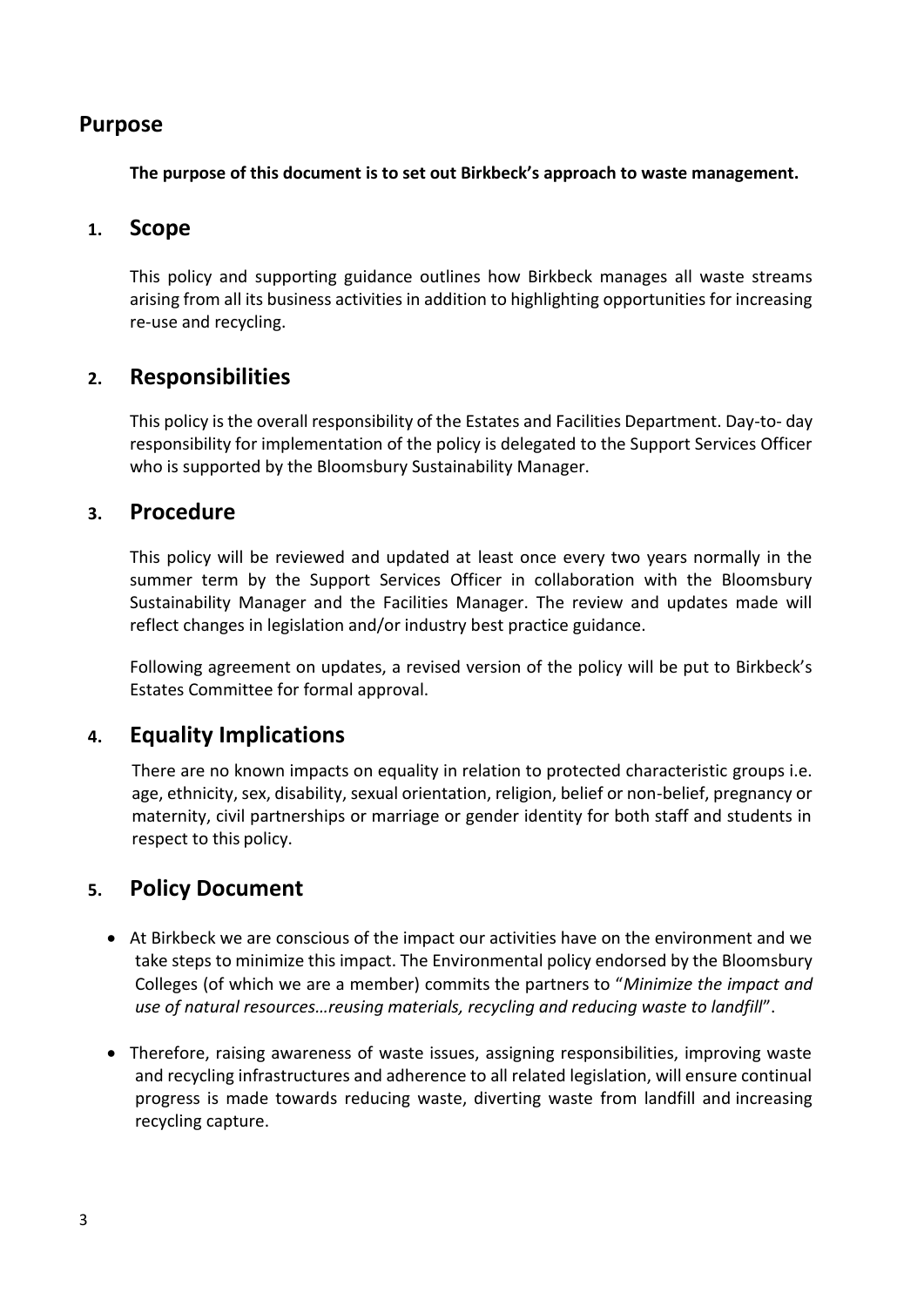## Purpose

**The purpose of this document is to set out Birkbeck's approach to waste management.**

## 1. Scope

This policy and supporting guidance outlines how Birkbeck manages all waste streams arising from all its business activities in addition to highlighting opportunities for increasing re-use and recycling.

## 2. Responsibilities

This policy is the overall responsibility of the Estates and Facilities Department. Day-to- day responsibility for implementation of the policy is delegated to the Support Services Officer who is supported by the Bloomsbury Sustainability Manager.

## 3. Procedure

This policy will be reviewed and updated at least once every two years normally in the summer term by the Support Services Officer in collaboration with the Bloomsbury Sustainability Manager and the Facilities Manager. The review and updates made will reflect changes in legislation and/or industry best practice guidance.

Following agreement on updates, a revised version of the policy will be put to Birkbeck's Estates Committee for formal approval.

## 4. Equality Implications

There are no known impacts on equality in relation to protected characteristic groups i.e. age, ethnicity, sex, disability, sexual orientation, religion, belief or non-belief, pregnancy or maternity, civil partnerships or marriage or gender identity for both staff and students in respect to this policy.

## 5. Policy Document

- At Birkbeck we are conscious of the impact our activities have on the environment and we take steps to minimize this impact. The Environmental policy endorsed by the Bloomsbury Colleges (of which we are a member) commits the partners to "*Minimize the impact and use of natural resources…reusing materials, recycling and reducing waste to landfill*".

- Therefore, raising awareness of waste issues, assigning responsibilities, improving waste and recycling infrastructures and adherence to all related legislation, will ensure continual progress is made towards reducing waste, diverting waste from landfill and increasing recycling capture.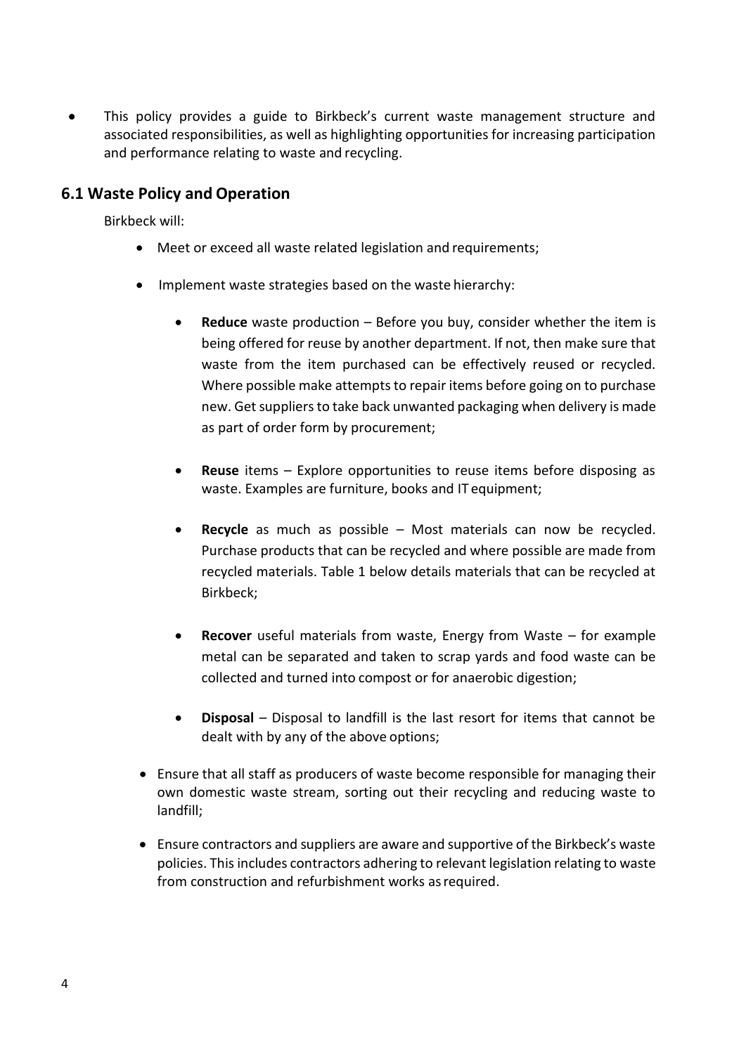- This policy provides a guide to Birkbeck's current waste management structure and associated responsibilities, as well as highlighting opportunities for increasing participation and performance relating to waste and recycling.

## 6.1 Waste Policy and Operation

Birkbeck will:

- Meet or exceed all waste related legislation and requirements;
- Implement waste strategies based on the waste hierarchy:
  - **Reduce** waste production – Before you buy, consider whether the item is being offered for reuse by another department. If not, then make sure that waste from the item purchased can be effectively reused or recycled. Where possible make attempts to repair items before going on to purchase new. Get suppliers to take back unwanted packaging when delivery is made as part of order form by procurement;
  - **Reuse** items – Explore opportunities to reuse items before disposing as waste. Examples are furniture, books and IT equipment;
  - **Recycle** as much as possible – Most materials can now be recycled. Purchase products that can be recycled and where possible are made from recycled materials. Table 1 below details materials that can be recycled at Birkbeck;
  - **Recover** useful materials from waste, Energy from Waste – for example metal can be separated and taken to scrap yards and food waste can be collected and turned into compost or for anaerobic digestion;
  - **Disposal** – Disposal to landfill is the last resort for items that cannot be dealt with by any of the above options;
- Ensure that all staff as producers of waste become responsible for managing their own domestic waste stream, sorting out their recycling and reducing waste to landfill;
- Ensure contractors and suppliers are aware and supportive of the Birkbeck's waste policies. This includes contractors adhering to relevant legislation relating to waste from construction and refurbishment works as required.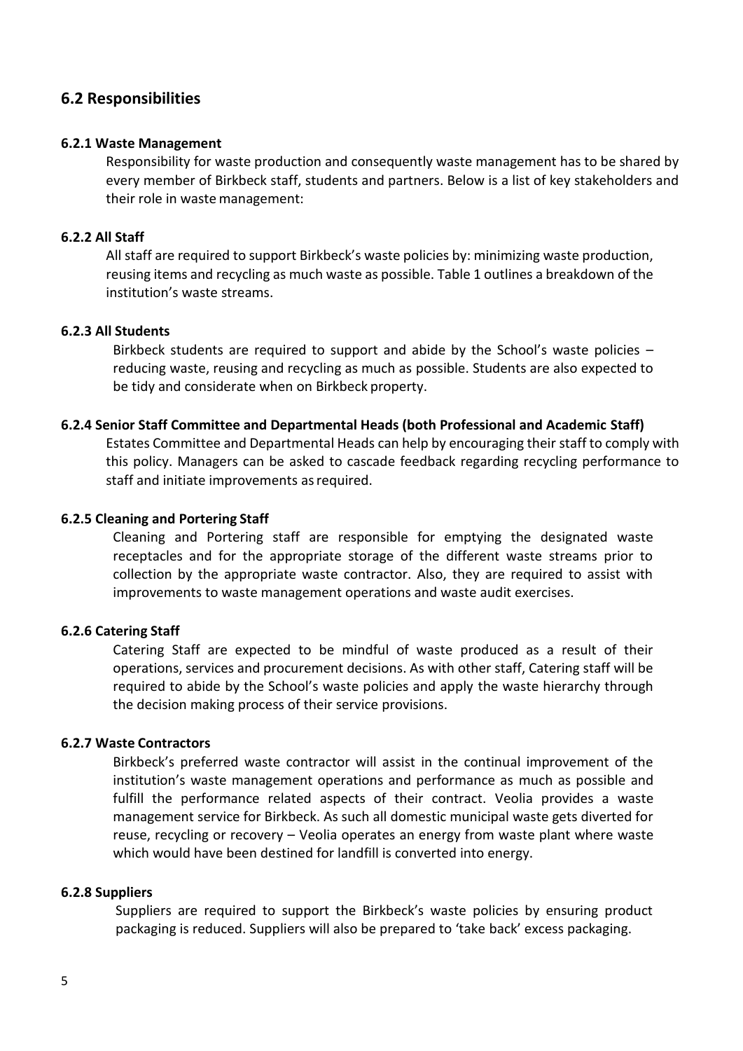## 6.2 Responsibilities

#### 6.2.1 Waste Management

Responsibility for waste production and consequently waste management has to be shared by every member of Birkbeck staff, students and partners. Below is a list of key stakeholders and their role in waste management:

#### 6.2.2 All Staff

All staff are required to support Birkbeck's waste policies by: minimizing waste production, reusing items and recycling as much waste as possible. Table 1 outlines a breakdown of the institution's waste streams.

#### 6.2.3 All Students

Birkbeck students are required to support and abide by the School's waste policies – reducing waste, reusing and recycling as much as possible. Students are also expected to be tidy and considerate when on Birkbeck property.

#### 6.2.4 Senior Staff Committee and Departmental Heads (both Professional and Academic Staff)

Estates Committee and Departmental Heads can help by encouraging their staff to comply with this policy. Managers can be asked to cascade feedback regarding recycling performance to staff and initiate improvements as required.

#### 6.2.5 Cleaning and Portering Staff

Cleaning and Portering staff are responsible for emptying the designated waste receptacles and for the appropriate storage of the different waste streams prior to collection by the appropriate waste contractor. Also, they are required to assist with improvements to waste management operations and waste audit exercises.

#### 6.2.6 Catering Staff

Catering Staff are expected to be mindful of waste produced as a result of their operations, services and procurement decisions. As with other staff, Catering staff will be required to abide by the School's waste policies and apply the waste hierarchy through the decision making process of their service provisions.

#### 6.2.7 Waste Contractors

Birkbeck's preferred waste contractor will assist in the continual improvement of the institution's waste management operations and performance as much as possible and fulfill the performance related aspects of their contract. Veolia provides a waste management service for Birkbeck. As such all domestic municipal waste gets diverted for reuse, recycling or recovery – Veolia operates an energy from waste plant where waste which would have been destined for landfill is converted into energy.

#### 6.2.8 Suppliers

Suppliers are required to support the Birkbeck's waste policies by ensuring product packaging is reduced. Suppliers will also be prepared to 'take back' excess packaging.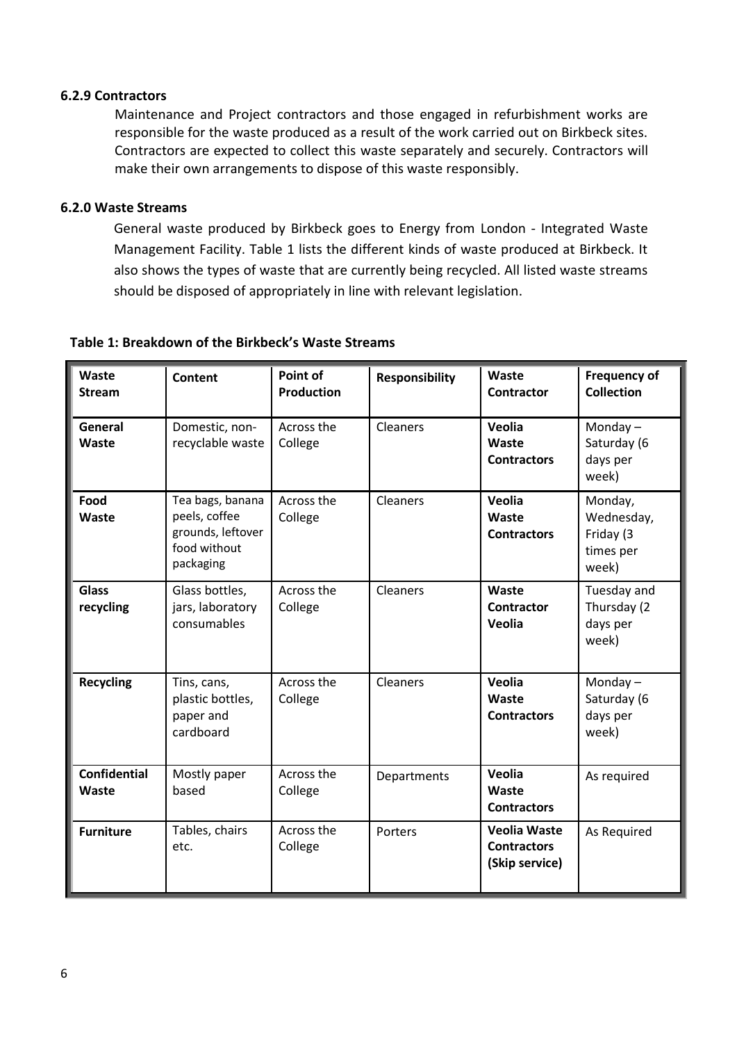### 6.2.9 Contractors

Maintenance and Project contractors and those engaged in refurbishment works are responsible for the waste produced as a result of the work carried out on Birkbeck sites. Contractors are expected to collect this waste separately and securely. Contractors will make their own arrangements to dispose of this waste responsibly.

### 6.2.0 Waste Streams

General waste produced by Birkbeck goes to Energy from London - Integrated Waste Management Facility. Table 1 lists the different kinds of waste produced at Birkbeck. It also shows the types of waste that are currently being recycled. All listed waste streams should be disposed of appropriately in line with relevant legislation.

**Table 1: Breakdown of the Birkbeck's Waste Streams**

| Waste Stream | Content | Point of Production | Responsibility | Waste Contractor | Frequency of Collection |
|---|---|---|---|---|---|
| **General Waste** | Domestic, non-recyclable waste | Across the College | Cleaners | **Veolia Waste Contractors** | Monday – Saturday (6 days per week) |
| **Food Waste** | Tea bags, banana peels, coffee grounds, leftover food without packaging | Across the College | Cleaners | **Veolia Waste Contractors** | Monday, Wednesday, Friday (3 times per week) |
| **Glass recycling** | Glass bottles, jars, laboratory consumables | Across the College | Cleaners | **Waste Contractor Veolia** | Tuesday and Thursday (2 days per week) |
| **Recycling** | Tins, cans, plastic bottles, paper and cardboard | Across the College | Cleaners | **Veolia Waste Contractors** | Monday – Saturday (6 days per week) |
| **Confidential Waste** | Mostly paper based | Across the College | Departments | **Veolia Waste Contractors** | As required |
| **Furniture** | Tables, chairs etc. | Across the College | Porters | **Veolia Waste Contractors (Skip service)** | As Required |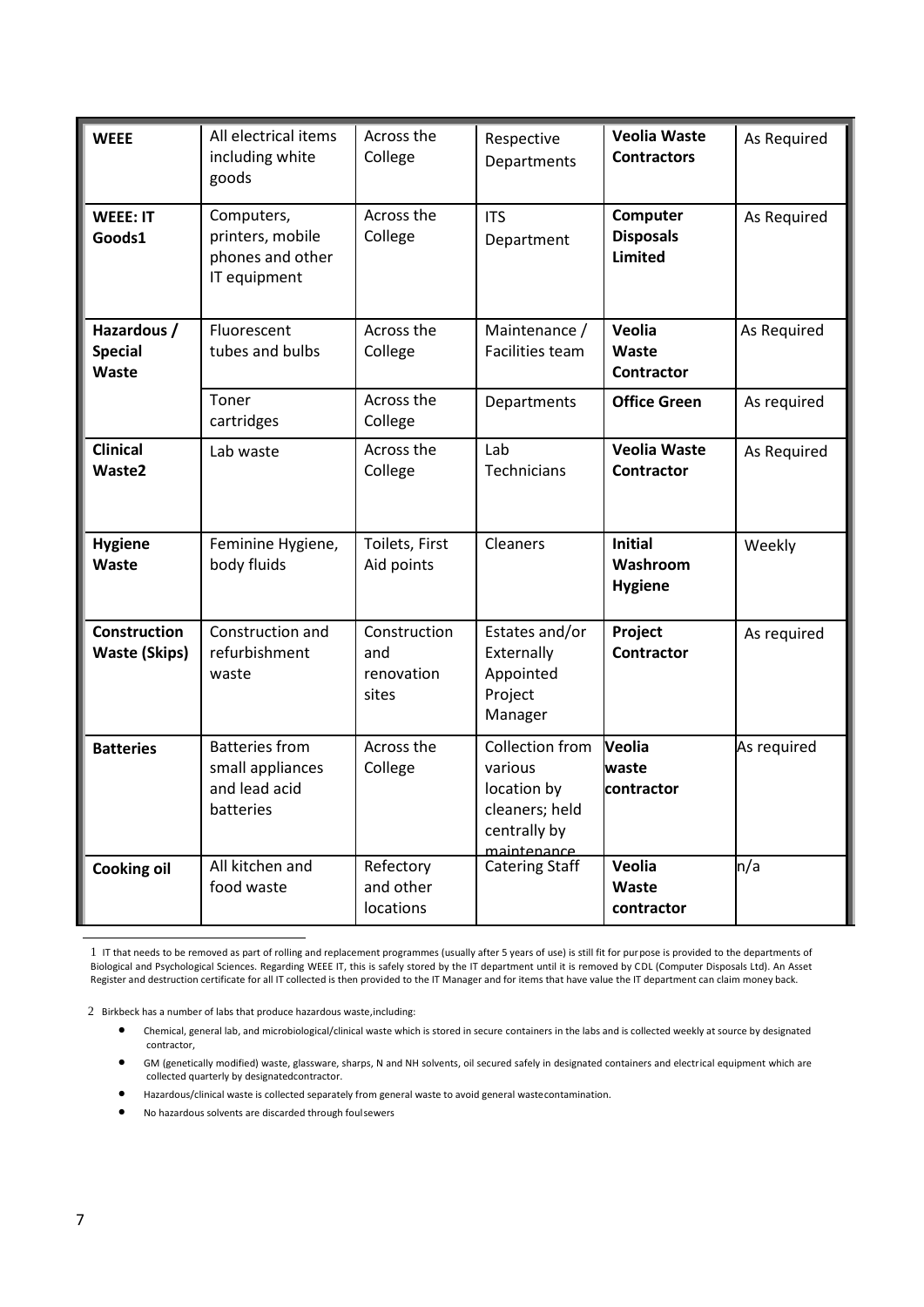| | | | | | |
|---|---|---|---|---|---|
| **WEEE** | All electrical items including white goods | Across the College | Respective Departments | **Veolia Waste Contractors** | As Required |
| **WEEE: IT Goods**[1] | Computers, printers, mobile phones and other IT equipment | Across the College | ITS Department | **Computer Disposals Limited** | As Required |
| **Hazardous / Special Waste** | Fluorescent tubes and bulbs | Across the College | Maintenance / Facilities team | **Veolia Waste Contractor** | As Required |
| | Toner cartridges | Across the College | Departments | **Office Green** | As required |
| **Clinical Waste**[2] | Lab waste | Across the College | Lab Technicians | **Veolia Waste Contractor** | As Required |
| **Hygiene Waste** | Feminine Hygiene, body fluids | Toilets, First Aid points | Cleaners | **Initial Washroom Hygiene** | Weekly |
| **Construction Waste (Skips)** | Construction and refurbishment waste | Construction and renovation sites | Estates and/or Externally Appointed Project Manager | **Project Contractor** | As required |
| **Batteries** | Batteries from small appliances and lead acid batteries | Across the College | Collection from various location by cleaners; held centrally by maintenance | **Veolia waste contractor** | As required |
| **Cooking oil** | All kitchen and food waste | Refectory and other locations | Catering Staff | **Veolia Waste contractor** | n/a |

[1] IT that needs to be removed as part of rolling and replacement programmes (usually after 5 years of use) is still fit for purpose is provided to the departments of Biological and Psychological Sciences. Regarding WEEE IT, this is safely stored by the IT department until it is removed by CDL (Computer Disposals Ltd). An Asset Register and destruction certificate for all IT collected is then provided to the IT Manager and for items that have value the IT department can claim money back.

[2] Birkbeck has a number of labs that produce hazardous waste, including:

- Chemical, general lab, and microbiological/clinical waste which is stored in secure containers in the labs and is collected weekly at source by designated contractor,
- GM (genetically modified) waste, glassware, sharps, N and NH solvents, oil secured safely in designated containers and electrical equipment which are collected quarterly by designated contractor.
- Hazardous/clinical waste is collected separately from general waste to avoid general waste contamination.
- No hazardous solvents are discarded through foul sewers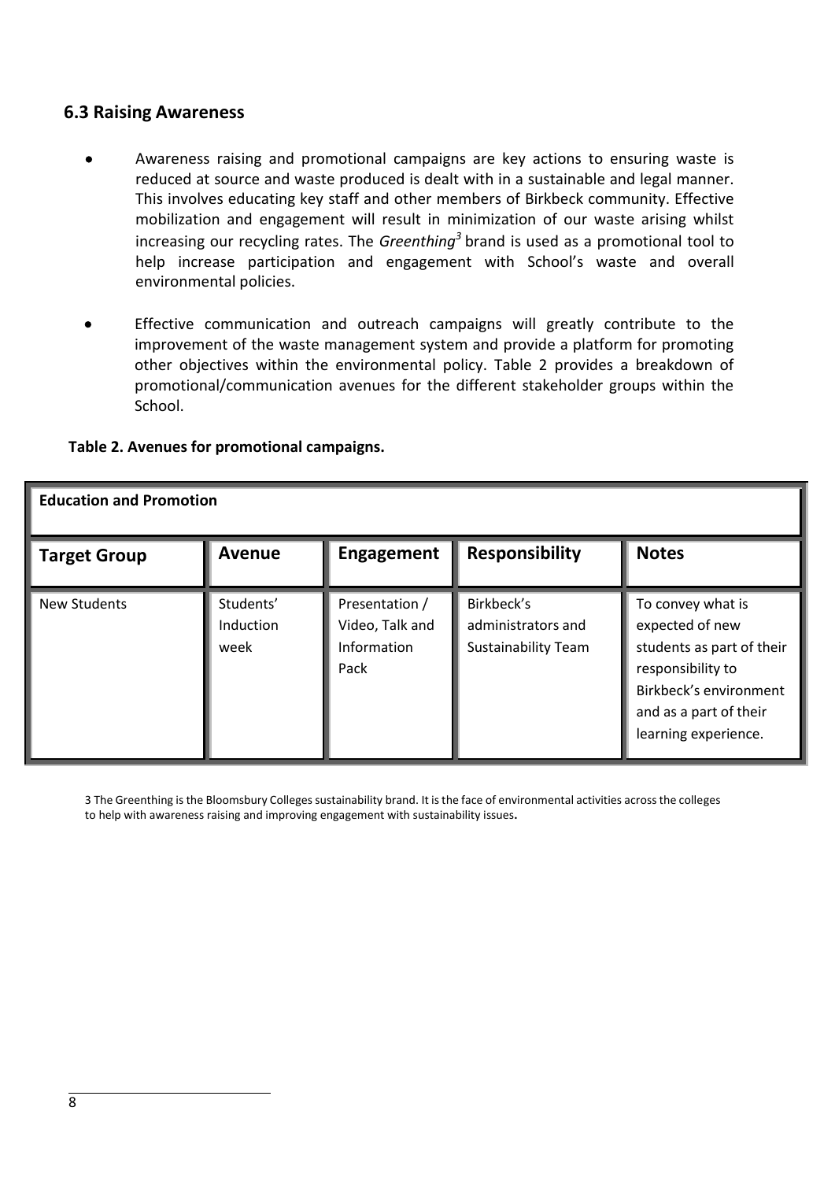## 6.3 Raising Awareness

- Awareness raising and promotional campaigns are key actions to ensuring waste is reduced at source and waste produced is dealt with in a sustainable and legal manner. This involves educating key staff and other members of Birkbeck community. Effective mobilization and engagement will result in minimization of our waste arising whilst increasing our recycling rates. The *Greenthing*[3] brand is used as a promotional tool to help increase participation and engagement with School's waste and overall environmental policies.

- Effective communication and outreach campaigns will greatly contribute to the improvement of the waste management system and provide a platform for promoting other objectives within the environmental policy. Table 2 provides a breakdown of promotional/communication avenues for the different stakeholder groups within the School.

**Table 2. Avenues for promotional campaigns.**

| **Education and Promotion** | | | | |
|---|---|---|---|---|
| **Target Group** | **Avenue** | **Engagement** | **Responsibility** | **Notes** |
| New Students | Students' Induction week | Presentation / Video, Talk and Information Pack | Birkbeck's administrators and Sustainability Team | To convey what is expected of new students as part of their responsibility to Birkbeck's environment and as a part of their learning experience. |

3 The Greenthing is the Bloomsbury Colleges sustainability brand. It is the face of environmental activities across the colleges to help with awareness raising and improving engagement with sustainability issues.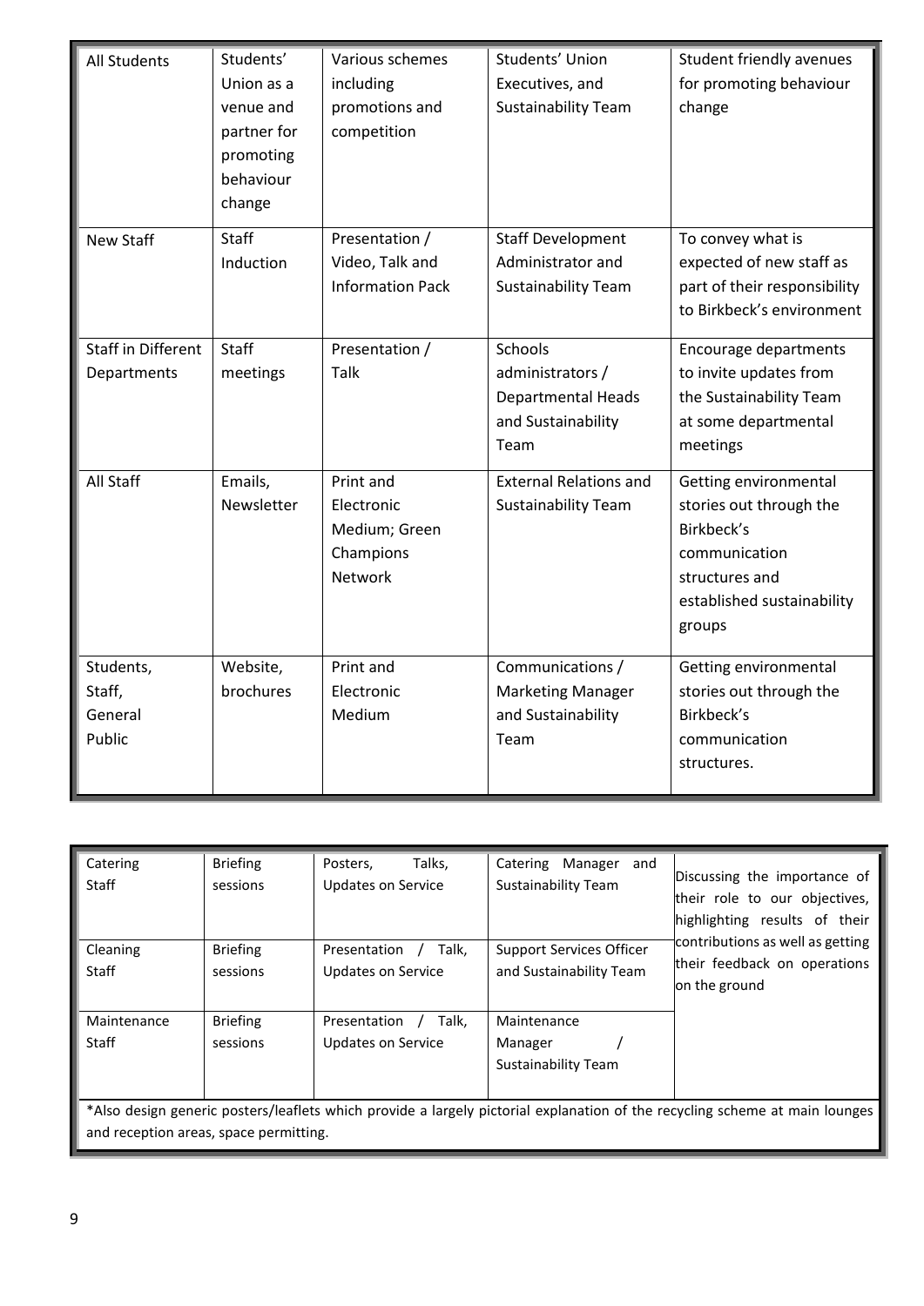| All Students | Students' Union as a venue and partner for promoting behaviour change | Various schemes including promotions and competition | Students' Union Executives, and Sustainability Team | Student friendly avenues for promoting behaviour change |
|---|---|---|---|---|
| New Staff | Staff Induction | Presentation / Video, Talk and Information Pack | Staff Development Administrator and Sustainability Team | To convey what is expected of new staff as part of their responsibility to Birkbeck's environment |
| Staff in Different Departments | Staff meetings | Presentation / Talk | Schools administrators / Departmental Heads and Sustainability Team | Encourage departments to invite updates from the Sustainability Team at some departmental meetings |
| All Staff | Emails, Newsletter | Print and Electronic Medium; Green Champions Network | External Relations and Sustainability Team | Getting environmental stories out through the Birkbeck's communication structures and established sustainability groups |
| Students, Staff, General Public | Website, brochures | Print and Electronic Medium | Communications / Marketing Manager and Sustainability Team | Getting environmental stories out through the Birkbeck's communication structures. |

| Catering Staff | Briefing sessions | Posters, Talks, Updates on Service | Catering Manager and Sustainability Team | Discussing the importance of their role to our objectives, highlighting results of their contributions as well as getting their feedback on operations on the ground |
|---|---|---|---|---|
| Cleaning Staff | Briefing sessions | Presentation / Talk, Updates on Service | Support Services Officer and Sustainability Team | |
| Maintenance Staff | Briefing sessions | Presentation / Talk, Updates on Service | Maintenance Manager / Sustainability Team | |

*Also design generic posters/leaflets which provide a largely pictorial explanation of the recycling scheme at main lounges and reception areas, space permitting.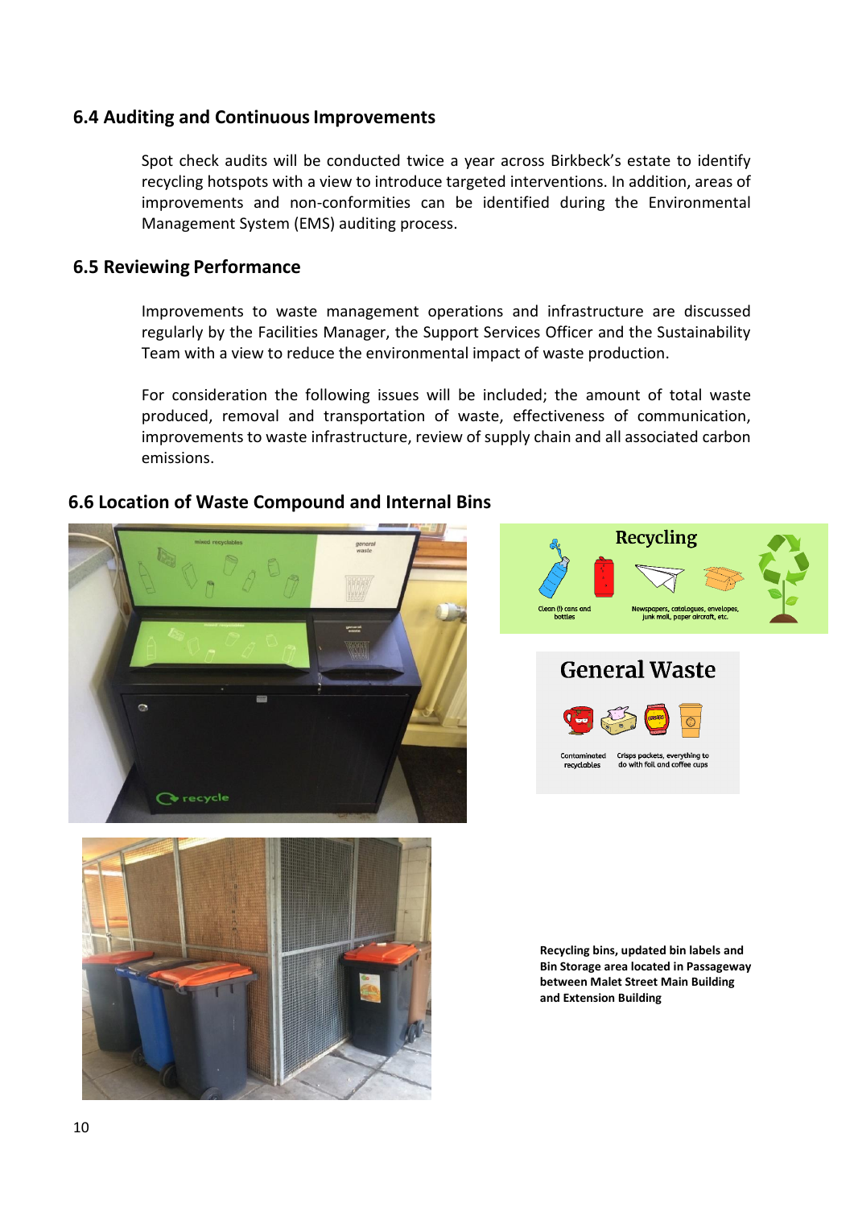### 6.4 Auditing and Continuous Improvements

Spot check audits will be conducted twice a year across Birkbeck's estate to identify recycling hotspots with a view to introduce targeted interventions. In addition, areas of improvements and non-conformities can be identified during the Environmental Management System (EMS) auditing process.

### 6.5 Reviewing Performance

Improvements to waste management operations and infrastructure are discussed regularly by the Facilities Manager, the Support Services Officer and the Sustainability Team with a view to reduce the environmental impact of waste production.

For consideration the following issues will be included; the amount of total waste produced, removal and transportation of waste, effectiveness of communication, improvements to waste infrastructure, review of supply chain and all associated carbon emissions.

### 6.6 Location of Waste Compound and Internal Bins

**Recycling bins, updated bin labels and Bin Storage area located in Passageway between Malet Street Main Building and Extension Building**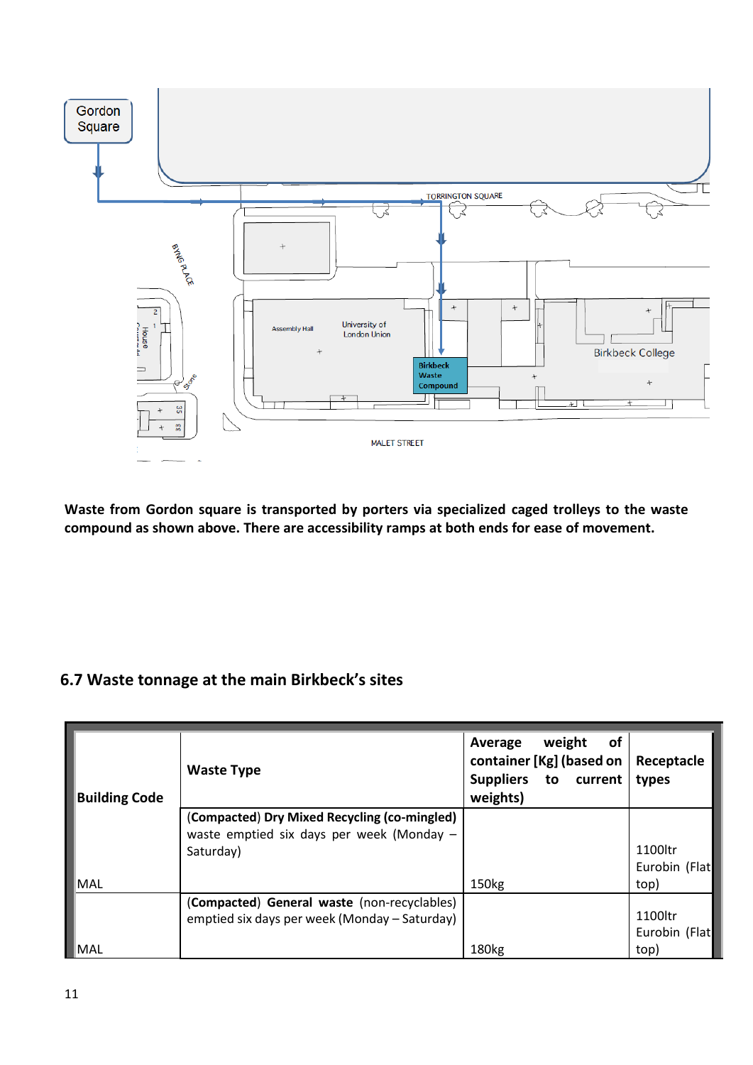Waste from Gordon square is transported by porters via specialized caged trolleys to the waste compound as shown above. There are accessibility ramps at both ends for ease of movement.

## 6.7 Waste tonnage at the main Birkbeck's sites

| Building Code | Waste Type | Average weight of container [Kg] (based on Suppliers to current weights) | Receptacle types |
|---|---|---|---|
| MAL | **(Compacted) Dry Mixed Recycling (co-mingled)** waste emptied six days per week (Monday – Saturday) | 150kg | 1100ltr Eurobin (Flat top) |
| MAL | **(Compacted) General waste** (non-recyclables) emptied six days per week (Monday – Saturday) | 180kg | 1100ltr Eurobin (Flat top) |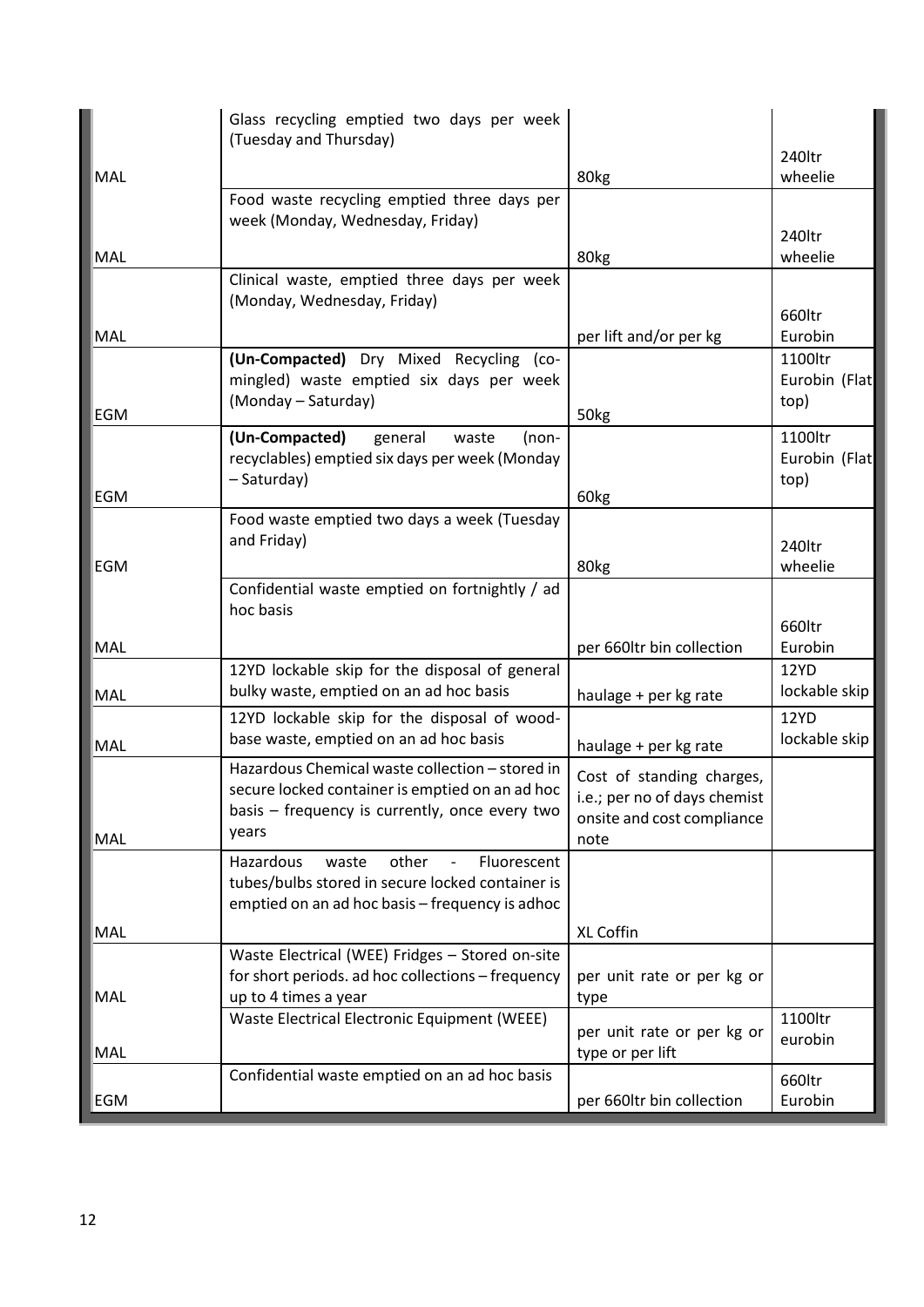| | | | |
|---|---|---|---|
| MAL | Glass recycling emptied two days per week (Tuesday and Thursday) | 80kg | 240ltr wheelie |
| MAL | Food waste recycling emptied three days per week (Monday, Wednesday, Friday) | 80kg | 240ltr wheelie |
| MAL | Clinical waste, emptied three days per week (Monday, Wednesday, Friday) | per lift and/or per kg | 660ltr Eurobin |
| EGM | **(Un-Compacted)** Dry Mixed Recycling (co-mingled) waste emptied six days per week (Monday – Saturday) | 50kg | 1100ltr Eurobin (Flat top) |
| EGM | **(Un-Compacted)** general waste (non-recyclables) emptied six days per week (Monday – Saturday) | 60kg | 1100ltr Eurobin (Flat top) |
| EGM | Food waste emptied two days a week (Tuesday and Friday) | 80kg | 240ltr wheelie |
| MAL | Confidential waste emptied on fortnightly / ad hoc basis | per 660ltr bin collection | 660ltr Eurobin |
| MAL | 12YD lockable skip for the disposal of general bulky waste, emptied on an ad hoc basis | haulage + per kg rate | 12YD lockable skip |
| MAL | 12YD lockable skip for the disposal of wood-base waste, emptied on an ad hoc basis | haulage + per kg rate | 12YD lockable skip |
| MAL | Hazardous Chemical waste collection – stored in secure locked container is emptied on an ad hoc basis – frequency is currently, once every two years | Cost of standing charges, i.e.; per no of days chemist onsite and cost compliance note | |
| MAL | Hazardous waste other - Fluorescent tubes/bulbs stored in secure locked container is emptied on an ad hoc basis – frequency is adhoc | XL Coffin | |
| MAL | Waste Electrical (WEE) Fridges – Stored on-site for short periods. ad hoc collections – frequency up to 4 times a year | per unit rate or per kg or type | |
| MAL | Waste Electrical Electronic Equipment (WEEE) | per unit rate or per kg or type or per lift | 1100ltr eurobin |
| EGM | Confidential waste emptied on an ad hoc basis | per 660ltr bin collection | 660ltr Eurobin |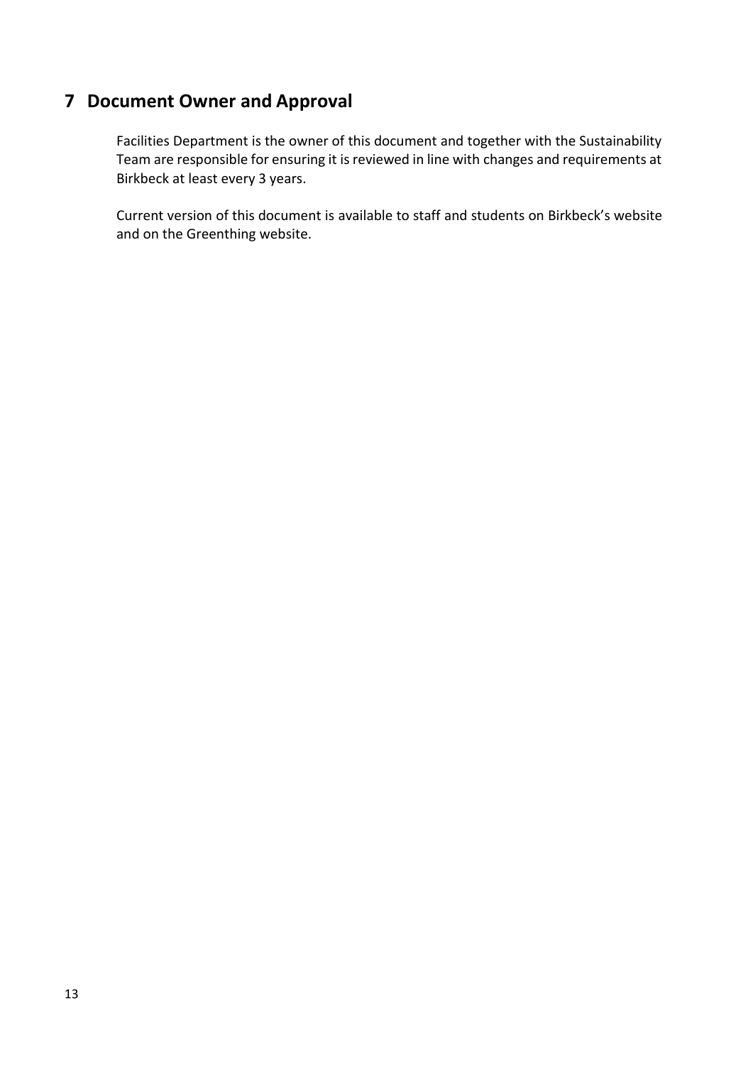# 7 Document Owner and Approval

Facilities Department is the owner of this document and together with the Sustainability Team are responsible for ensuring it is reviewed in line with changes and requirements at Birkbeck at least every 3 years.

Current version of this document is available to staff and students on Birkbeck's website and on the Greenthing website.